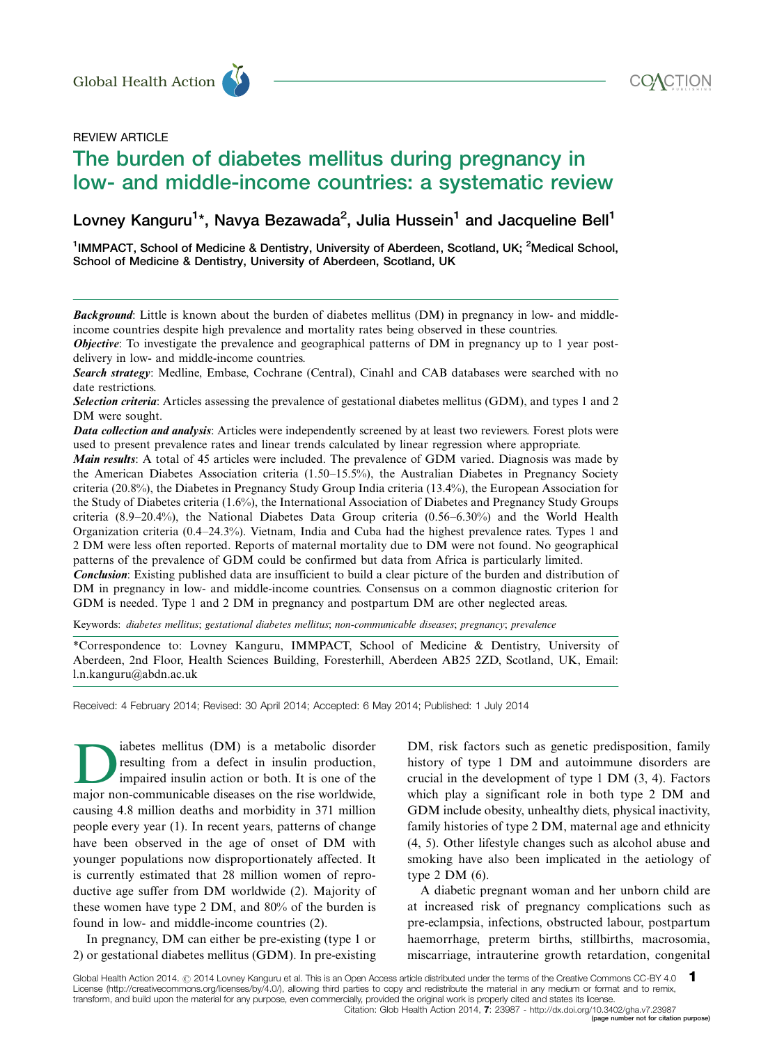REVIEW ARTICLE

# The burden of diabetes mellitus during pregnancy in low- and middle-income countries: a systematic review

Lovney Kanguru[1]*, Navya Bezawada[2], Julia Hussein[1] and Jacqueline Bell[1]

[1]IMMPACT, School of Medicine & Dentistry, University of Aberdeen, Scotland, UK; [2]Medical School, School of Medicine & Dentistry, University of Aberdeen, Scotland, UK

***Background***: Little is known about the burden of diabetes mellitus (DM) in pregnancy in low- and middle-income countries despite high prevalence and mortality rates being observed in these countries.

***Objective***: To investigate the prevalence and geographical patterns of DM in pregnancy up to 1 year post-delivery in low- and middle-income countries.

***Search strategy***: Medline, Embase, Cochrane (Central), Cinahl and CAB databases were searched with no date restrictions.

***Selection criteria***: Articles assessing the prevalence of gestational diabetes mellitus (GDM), and types 1 and 2 DM were sought.

***Data collection and analysis***: Articles were independently screened by at least two reviewers. Forest plots were used to present prevalence rates and linear trends calculated by linear regression where appropriate.

***Main results***: A total of 45 articles were included. The prevalence of GDM varied. Diagnosis was made by the American Diabetes Association criteria (1.50–15.5%), the Australian Diabetes in Pregnancy Society criteria (20.8%), the Diabetes in Pregnancy Study Group India criteria (13.4%), the European Association for the Study of Diabetes criteria (1.6%), the International Association of Diabetes and Pregnancy Study Groups criteria (8.9–20.4%), the National Diabetes Data Group criteria (0.56–6.30%) and the World Health Organization criteria (0.4–24.3%). Vietnam, India and Cuba had the highest prevalence rates. Types 1 and 2 DM were less often reported. Reports of maternal mortality due to DM were not found. No geographical patterns of the prevalence of GDM could be confirmed but data from Africa is particularly limited.

***Conclusion***: Existing published data are insufficient to build a clear picture of the burden and distribution of DM in pregnancy in low- and middle-income countries. Consensus on a common diagnostic criterion for GDM is needed. Type 1 and 2 DM in pregnancy and postpartum DM are other neglected areas.

Keywords: *diabetes mellitus*; *gestational diabetes mellitus*; *non-communicable diseases*; *pregnancy*; *prevalence*

*Correspondence to: Lovney Kanguru, IMMPACT, School of Medicine & Dentistry, University of Aberdeen, 2nd Floor, Health Sciences Building, Foresterhill, Aberdeen AB25 2ZD, Scotland, UK, Email: l.n.kanguru@abdn.ac.uk

Received: 4 February 2014; Revised: 30 April 2014; Accepted: 6 May 2014; Published: 1 July 2014

Diabetes mellitus (DM) is a metabolic disorder resulting from a defect in insulin production, impaired insulin action or both. It is one of the major non-communicable diseases on the rise worldwide, causing 4.8 million deaths and morbidity in 371 million people every year (1). In recent years, patterns of change have been observed in the age of onset of DM with younger populations now disproportionately affected. It is currently estimated that 28 million women of reproductive age suffer from DM worldwide (2). Majority of these women have type 2 DM, and 80% of the burden is found in low- and middle-income countries (2).

In pregnancy, DM can either be pre-existing (type 1 or 2) or gestational diabetes mellitus (GDM). In pre-existing DM, risk factors such as genetic predisposition, family history of type 1 DM and autoimmune disorders are crucial in the development of type 1 DM (3, 4). Factors which play a significant role in both type 2 DM and GDM include obesity, unhealthy diets, physical inactivity, family histories of type 2 DM, maternal age and ethnicity (4, 5). Other lifestyle changes such as alcohol abuse and smoking have also been implicated in the aetiology of type 2 DM (6).

A diabetic pregnant woman and her unborn child are at increased risk of pregnancy complications such as pre-eclampsia, infections, obstructed labour, postpartum haemorrhage, preterm births, stillbirths, macrosomia, miscarriage, intrauterine growth retardation, congenital

Global Health Action 2014. © 2014 Lovney Kanguru et al. This is an Open Access article distributed under the terms of the Creative Commons CC-BY 4.0 License (http://creativecommons.org/licenses/by/4.0/), allowing third parties to copy and redistribute the material in any medium or format and to remix, transform, and build upon the material for any purpose, even commercially, provided the original work is properly cited and states its license.
Citation: Glob Health Action 2014, 7: 23987 - http://dx.doi.org/10.3402/gha.v7.23987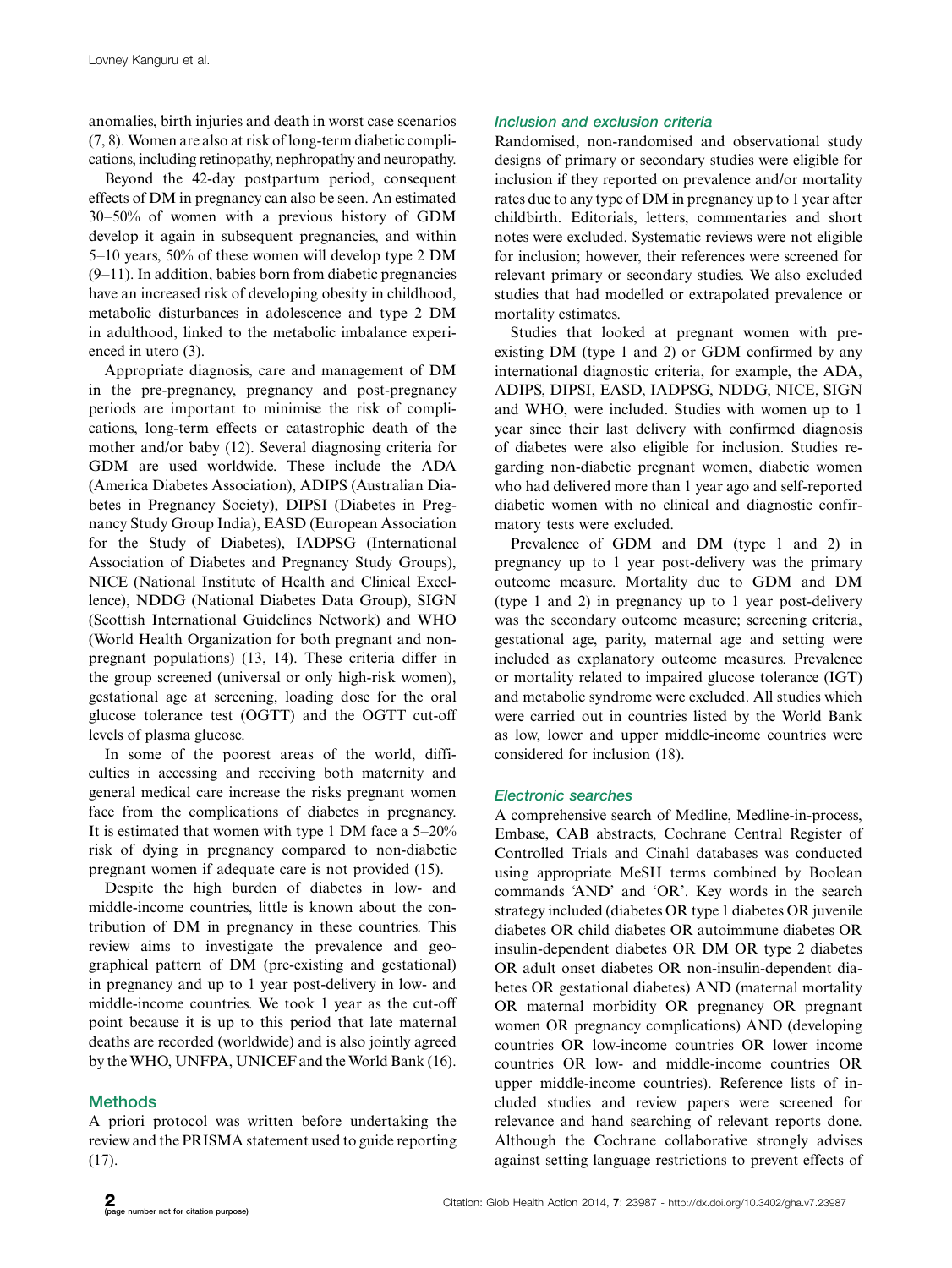anomalies, birth injuries and death in worst case scenarios (7, 8). Women are also at risk of long-term diabetic complications, including retinopathy, nephropathy and neuropathy.

Beyond the 42-day postpartum period, consequent effects of DM in pregnancy can also be seen. An estimated 30–50% of women with a previous history of GDM develop it again in subsequent pregnancies, and within 5–10 years, 50% of these women will develop type 2 DM (9–11). In addition, babies born from diabetic pregnancies have an increased risk of developing obesity in childhood, metabolic disturbances in adolescence and type 2 DM in adulthood, linked to the metabolic imbalance experienced in utero (3).

Appropriate diagnosis, care and management of DM in the pre-pregnancy, pregnancy and post-pregnancy periods are important to minimise the risk of complications, long-term effects or catastrophic death of the mother and/or baby (12). Several diagnosing criteria for GDM are used worldwide. These include the ADA (America Diabetes Association), ADIPS (Australian Diabetes in Pregnancy Society), DIPSI (Diabetes in Pregnancy Study Group India), EASD (European Association for the Study of Diabetes), IADPSG (International Association of Diabetes and Pregnancy Study Groups), NICE (National Institute of Health and Clinical Excellence), NDDG (National Diabetes Data Group), SIGN (Scottish International Guidelines Network) and WHO (World Health Organization for both pregnant and non-pregnant populations) (13, 14). These criteria differ in the group screened (universal or only high-risk women), gestational age at screening, loading dose for the oral glucose tolerance test (OGTT) and the OGTT cut-off levels of plasma glucose.

In some of the poorest areas of the world, difficulties in accessing and receiving both maternity and general medical care increase the risks pregnant women face from the complications of diabetes in pregnancy. It is estimated that women with type 1 DM face a 5–20% risk of dying in pregnancy compared to non-diabetic pregnant women if adequate care is not provided (15).

Despite the high burden of diabetes in low- and middle-income countries, little is known about the contribution of DM in pregnancy in these countries. This review aims to investigate the prevalence and geographical pattern of DM (pre-existing and gestational) in pregnancy and up to 1 year post-delivery in low- and middle-income countries. We took 1 year as the cut-off point because it is up to this period that late maternal deaths are recorded (worldwide) and is also jointly agreed by the WHO, UNFPA, UNICEF and the World Bank (16).

## Methods

A priori protocol was written before undertaking the review and the PRISMA statement used to guide reporting (17).

### *Inclusion and exclusion criteria*

Randomised, non-randomised and observational study designs of primary or secondary studies were eligible for inclusion if they reported on prevalence and/or mortality rates due to any type of DM in pregnancy up to 1 year after childbirth. Editorials, letters, commentaries and short notes were excluded. Systematic reviews were not eligible for inclusion; however, their references were screened for relevant primary or secondary studies. We also excluded studies that had modelled or extrapolated prevalence or mortality estimates.

Studies that looked at pregnant women with pre-existing DM (type 1 and 2) or GDM confirmed by any international diagnostic criteria, for example, the ADA, ADIPS, DIPSI, EASD, IADPSG, NDDG, NICE, SIGN and WHO, were included. Studies with women up to 1 year since their last delivery with confirmed diagnosis of diabetes were also eligible for inclusion. Studies regarding non-diabetic pregnant women, diabetic women who had delivered more than 1 year ago and self-reported diabetic women with no clinical and diagnostic confirmatory tests were excluded.

Prevalence of GDM and DM (type 1 and 2) in pregnancy up to 1 year post-delivery was the primary outcome measure. Mortality due to GDM and DM (type 1 and 2) in pregnancy up to 1 year post-delivery was the secondary outcome measure; screening criteria, gestational age, parity, maternal age and setting were included as explanatory outcome measures. Prevalence or mortality related to impaired glucose tolerance (IGT) and metabolic syndrome were excluded. All studies which were carried out in countries listed by the World Bank as low, lower and upper middle-income countries were considered for inclusion (18).

### *Electronic searches*

A comprehensive search of Medline, Medline-in-process, Embase, CAB abstracts, Cochrane Central Register of Controlled Trials and Cinahl databases was conducted using appropriate MeSH terms combined by Boolean commands 'AND' and 'OR'. Key words in the search strategy included (diabetes OR type 1 diabetes OR juvenile diabetes OR child diabetes OR autoimmune diabetes OR insulin-dependent diabetes OR DM OR type 2 diabetes OR adult onset diabetes OR non-insulin-dependent diabetes OR gestational diabetes) AND (maternal mortality OR maternal morbidity OR pregnancy OR pregnant women OR pregnancy complications) AND (developing countries OR low-income countries OR lower income countries OR low- and middle-income countries OR upper middle-income countries). Reference lists of included studies and review papers were screened for relevance and hand searching of relevant reports done. Although the Cochrane collaborative strongly advises against setting language restrictions to prevent effects of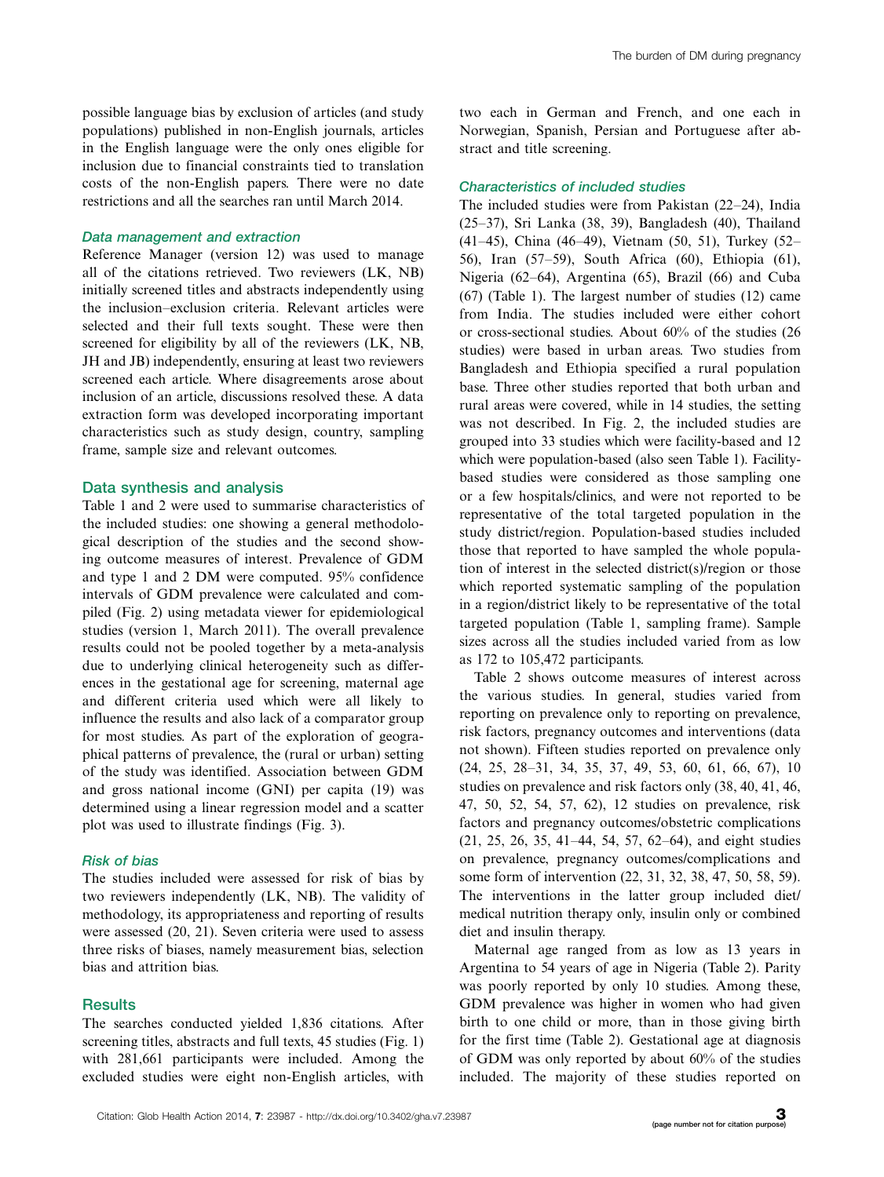possible language bias by exclusion of articles (and study populations) published in non-English journals, articles in the English language were the only ones eligible for inclusion due to financial constraints tied to translation costs of the non-English papers. There were no date restrictions and all the searches ran until March 2014.

### *Data management and extraction*

Reference Manager (version 12) was used to manage all of the citations retrieved. Two reviewers (LK, NB) initially screened titles and abstracts independently using the inclusion–exclusion criteria. Relevant articles were selected and their full texts sought. These were then screened for eligibility by all of the reviewers (LK, NB, JH and JB) independently, ensuring at least two reviewers screened each article. Where disagreements arose about inclusion of an article, discussions resolved these. A data extraction form was developed incorporating important characteristics such as study design, country, sampling frame, sample size and relevant outcomes.

## Data synthesis and analysis

Table 1 and 2 were used to summarise characteristics of the included studies: one showing a general methodological description of the studies and the second showing outcome measures of interest. Prevalence of GDM and type 1 and 2 DM were computed. 95% confidence intervals of GDM prevalence were calculated and compiled (Fig. 2) using metadata viewer for epidemiological studies (version 1, March 2011). The overall prevalence results could not be pooled together by a meta-analysis due to underlying clinical heterogeneity such as differences in the gestational age for screening, maternal age and different criteria used which were all likely to influence the results and also lack of a comparator group for most studies. As part of the exploration of geographical patterns of prevalence, the (rural or urban) setting of the study was identified. Association between GDM and gross national income (GNI) per capita (19) was determined using a linear regression model and a scatter plot was used to illustrate findings (Fig. 3).

### *Risk of bias*

The studies included were assessed for risk of bias by two reviewers independently (LK, NB). The validity of methodology, its appropriateness and reporting of results were assessed (20, 21). Seven criteria were used to assess three risks of biases, namely measurement bias, selection bias and attrition bias.

## Results

The searches conducted yielded 1,836 citations. After screening titles, abstracts and full texts, 45 studies (Fig. 1) with 281,661 participants were included. Among the excluded studies were eight non-English articles, with two each in German and French, and one each in Norwegian, Spanish, Persian and Portuguese after abstract and title screening.

### *Characteristics of included studies*

The included studies were from Pakistan (22–24), India (25–37), Sri Lanka (38, 39), Bangladesh (40), Thailand (41–45), China (46–49), Vietnam (50, 51), Turkey (52–56), Iran (57–59), South Africa (60), Ethiopia (61), Nigeria (62–64), Argentina (65), Brazil (66) and Cuba (67) (Table 1). The largest number of studies (12) came from India. The studies included were either cohort or cross-sectional studies. About 60% of the studies (26 studies) were based in urban areas. Two studies from Bangladesh and Ethiopia specified a rural population base. Three other studies reported that both urban and rural areas were covered, while in 14 studies, the setting was not described. In Fig. 2, the included studies are grouped into 33 studies which were facility-based and 12 which were population-based (also seen Table 1). Facility-based studies were considered as those sampling one or a few hospitals/clinics, and were not reported to be representative of the total targeted population in the study district/region. Population-based studies included those that reported to have sampled the whole population of interest in the selected district(s)/region or those which reported systematic sampling of the population in a region/district likely to be representative of the total targeted population (Table 1, sampling frame). Sample sizes across all the studies included varied from as low as 172 to 105,472 participants.

Table 2 shows outcome measures of interest across the various studies. In general, studies varied from reporting on prevalence only to reporting on prevalence, risk factors, pregnancy outcomes and interventions (data not shown). Fifteen studies reported on prevalence only (24, 25, 28–31, 34, 35, 37, 49, 53, 60, 61, 66, 67), 10 studies on prevalence and risk factors only (38, 40, 41, 46, 47, 50, 52, 54, 57, 62), 12 studies on prevalence, risk factors and pregnancy outcomes/obstetric complications (21, 25, 26, 35, 41–44, 54, 57, 62–64), and eight studies on prevalence, pregnancy outcomes/complications and some form of intervention (22, 31, 32, 38, 47, 50, 58, 59). The interventions in the latter group included diet/medical nutrition therapy only, insulin only or combined diet and insulin therapy.

Maternal age ranged from as low as 13 years in Argentina to 54 years of age in Nigeria (Table 2). Parity was poorly reported by only 10 studies. Among these, GDM prevalence was higher in women who had given birth to one child or more, than in those giving birth for the first time (Table 2). Gestational age at diagnosis of GDM was only reported by about 60% of the studies included. The majority of these studies reported on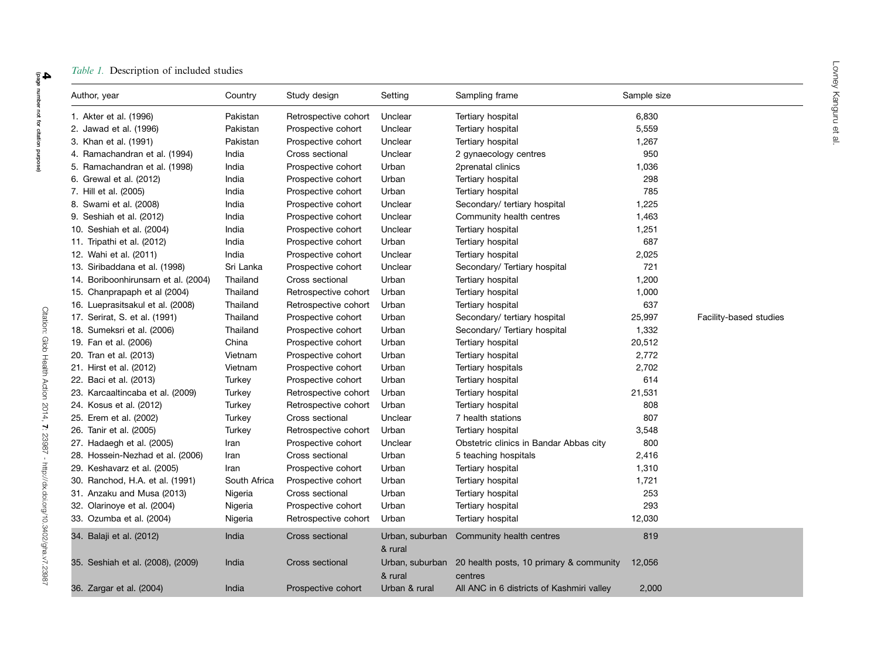*Table 1.* Description of included studies

| Author, year | Country | Study design | Setting | Sampling frame | Sample size | |
|---|---|---|---|---|---|---|
| 1. Akter et al. (1996) | Pakistan | Retrospective cohort | Unclear | Tertiary hospital | 6,830 | |
| 2. Jawad et al. (1996) | Pakistan | Prospective cohort | Unclear | Tertiary hospital | 5,559 | |
| 3. Khan et al. (1991) | Pakistan | Prospective cohort | Unclear | Tertiary hospital | 1,267 | |
| 4. Ramachandran et al. (1994) | India | Cross sectional | Unclear | 2 gynaecology centres | 950 | |
| 5. Ramachandran et al. (1998) | India | Prospective cohort | Urban | 2prenatal clinics | 1,036 | |
| 6. Grewal et al. (2012) | India | Prospective cohort | Urban | Tertiary hospital | 298 | |
| 7. Hill et al. (2005) | India | Prospective cohort | Urban | Tertiary hospital | 785 | |
| 8. Swami et al. (2008) | India | Prospective cohort | Unclear | Secondary/ tertiary hospital | 1,225 | |
| 9. Seshiah et al. (2012) | India | Prospective cohort | Unclear | Community health centres | 1,463 | |
| 10. Seshiah et al. (2004) | India | Prospective cohort | Unclear | Tertiary hospital | 1,251 | |
| 11. Tripathi et al. (2012) | India | Prospective cohort | Urban | Tertiary hospital | 687 | |
| 12. Wahi et al. (2011) | India | Prospective cohort | Unclear | Tertiary hospital | 2,025 | |
| 13. Siribaddana et al. (1998) | Sri Lanka | Prospective cohort | Unclear | Secondary/ Tertiary hospital | 721 | |
| 14. Boriboonhirunsarn et al. (2004) | Thailand | Cross sectional | Urban | Tertiary hospital | 1,200 | |
| 15. Chanprapaph et al (2004) | Thailand | Retrospective cohort | Urban | Tertiary hospital | 1,000 | |
| 16. Lueprasitsakul et al. (2008) | Thailand | Retrospective cohort | Urban | Tertiary hospital | 637 | |
| 17. Serirat, S. et al. (1991) | Thailand | Prospective cohort | Urban | Secondary/ tertiary hospital | 25,997 | Facility-based studies |
| 18. Sumeksri et al. (2006) | Thailand | Prospective cohort | Urban | Secondary/ Tertiary hospital | 1,332 | |
| 19. Fan et al. (2006) | China | Prospective cohort | Urban | Tertiary hospital | 20,512 | |
| 20. Tran et al. (2013) | Vietnam | Prospective cohort | Urban | Tertiary hospital | 2,772 | |
| 21. Hirst et al. (2012) | Vietnam | Prospective cohort | Urban | Tertiary hospitals | 2,702 | |
| 22. Baci et al. (2013) | Turkey | Prospective cohort | Urban | Tertiary hospital | 614 | |
| 23. Karcaaltincaba et al. (2009) | Turkey | Retrospective cohort | Urban | Tertiary hospital | 21,531 | |
| 24. Kosus et al. (2012) | Turkey | Retrospective cohort | Urban | Tertiary hospital | 808 | |
| 25. Erem et al. (2002) | Turkey | Cross sectional | Unclear | 7 health stations | 807 | |
| 26. Tanir et al. (2005) | Turkey | Retrospective cohort | Urban | Tertiary hospital | 3,548 | |
| 27. Hadaegh et al. (2005) | Iran | Prospective cohort | Unclear | Obstetric clinics in Bandar Abbas city | 800 | |
| 28. Hossein-Nezhad et al. (2006) | Iran | Cross sectional | Urban | 5 teaching hospitals | 2,416 | |
| 29. Keshavarz et al. (2005) | Iran | Prospective cohort | Urban | Tertiary hospital | 1,310 | |
| 30. Ranchod, H.A. et al. (1991) | South Africa | Prospective cohort | Urban | Tertiary hospital | 1,721 | |
| 31. Anzaku and Musa (2013) | Nigeria | Cross sectional | Urban | Tertiary hospital | 253 | |
| 32. Olarinoye et al. (2004) | Nigeria | Prospective cohort | Urban | Tertiary hospital | 293 | |
| 33. Ozumba et al. (2004) | Nigeria | Retrospective cohort | Urban | Tertiary hospital | 12,030 | |
| 34. Balaji et al. (2012) | India | Cross sectional | Urban, suburban & rural | Community health centres | 819 | |
| 35. Seshiah et al. (2008), (2009) | India | Cross sectional | Urban, suburban & rural | 20 health posts, 10 primary & community centres | 12,056 | |
| 36. Zargar et al. (2004) | India | Prospective cohort | Urban & rural | All ANC in 6 districts of Kashmiri valley | 2,000 | |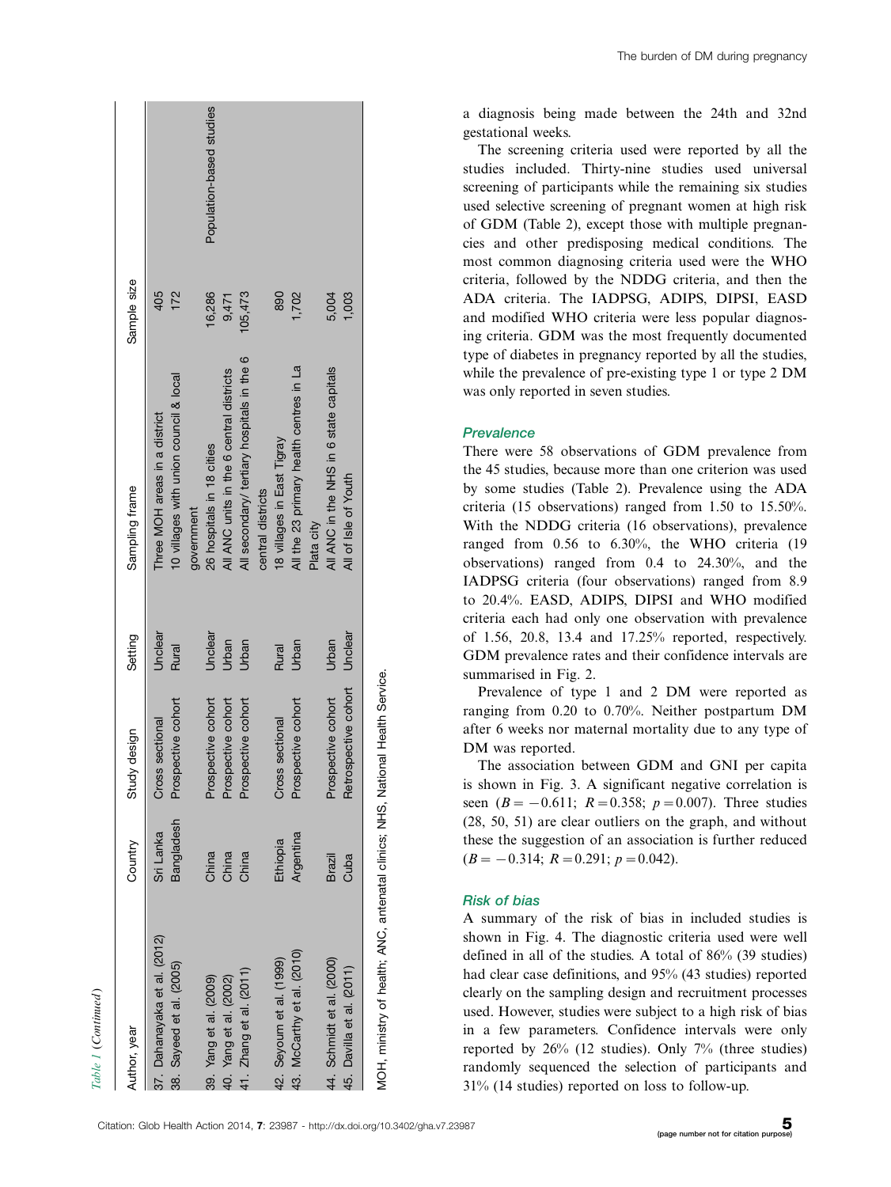*Table 1 (Continued)*

| Author, year | Country | Study design | Setting | Sampling frame | Sample size | |
|---|---|---|---|---|---|---|
| 37. Dahanayaka et al. (2012) | Sri Lanka | Cross sectional | Unclear | Three MOH areas in a district | 405 | |
| 38. Sayeed et al. (2005) | Bangladesh | Prospective cohort | Rural | 10 villages with union council & local government | 172 | |
| 39. Yang et al. (2009) | China | Prospective cohort | Unclear | 26 hospitals in 18 cities | 16,286 | Population-based studies |
| 40. Yang et al. (2002) | China | Prospective cohort | Urban | All ANC units in the 6 central districts | 9,471 | |
| 41. Zhang et al. (2011) | China | Prospective cohort | Urban | All secondary/ tertiary hospitals in the 6 central districts | 105,473 | |
| 42. Seyoum et al. (1999) | Ethiopia | Cross sectional | Rural | 18 villages in East Tigray | 890 | |
| 43. McCarthy et al. (2010) | Argentina | Prospective cohort | Urban | All the 23 primary health centres in La Plata city | 1,702 | |
| 44. Schmidt et al. (2000) | Brazil | Prospective cohort | Urban | All ANC in the NHS in 6 state capitals | 5,004 | |
| 45. Davilla et al. (2011) | Cuba | Retrospective cohort | Unclear | All of Isle of Youth | 1,003 | |

MOH, ministry of health; ANC, antenatal clinics; NHS, National Health Service.

a diagnosis being made between the 24th and 32nd gestational weeks.

The screening criteria used were reported by all the studies included. Thirty-nine studies used universal screening of participants while the remaining six studies used selective screening of pregnant women at high risk of GDM (Table 2), except those with multiple pregnancies and other predisposing medical conditions. The most common diagnosing criteria used were the WHO criteria, followed by the NDDG criteria, and then the ADA criteria. The IADPSG, ADIPS, DIPSI, EASD and modified WHO criteria were less popular diagnosing criteria. GDM was the most frequently documented type of diabetes in pregnancy reported by all the studies, while the prevalence of pre-existing type 1 or type 2 DM was only reported in seven studies.

### Prevalence

There were 58 observations of GDM prevalence from the 45 studies, because more than one criterion was used by some studies (Table 2). Prevalence using the ADA criteria (15 observations) ranged from 1.50 to 15.50%. With the NDDG criteria (16 observations), prevalence ranged from 0.56 to 6.30%, the WHO criteria (19 observations) ranged from 0.4 to 24.30%, and the IADPSG criteria (four observations) ranged from 8.9 to 20.4%. EASD, ADIPS, DIPSI and WHO modified criteria each had only one observation with prevalence of 1.56, 20.8, 13.4 and 17.25% reported, respectively. GDM prevalence rates and their confidence intervals are summarised in Fig. 2.

Prevalence of type 1 and 2 DM were reported as ranging from 0.20 to 0.70%. Neither postpartum DM after 6 weeks nor maternal mortality due to any type of DM was reported.

The association between GDM and GNI per capita is shown in Fig. 3. A significant negative correlation is seen ($B = -0.611$; $R = 0.358$; $p = 0.007$). Three studies (28, 50, 51) are clear outliers on the graph, and without these the suggestion of an association is further reduced ($B = -0.314$; $R = 0.291$; $p = 0.042$).

### Risk of bias

A summary of the risk of bias in included studies is shown in Fig. 4. The diagnostic criteria used were well defined in all of the studies. A total of 86% (39 studies) had clear case definitions, and 95% (43 studies) reported clearly on the sampling design and recruitment processes used. However, studies were subject to a high risk of bias in a few parameters. Confidence intervals were only reported by 26% (12 studies). Only 7% (three studies) randomly sequenced the selection of participants and 31% (14 studies) reported on loss to follow-up.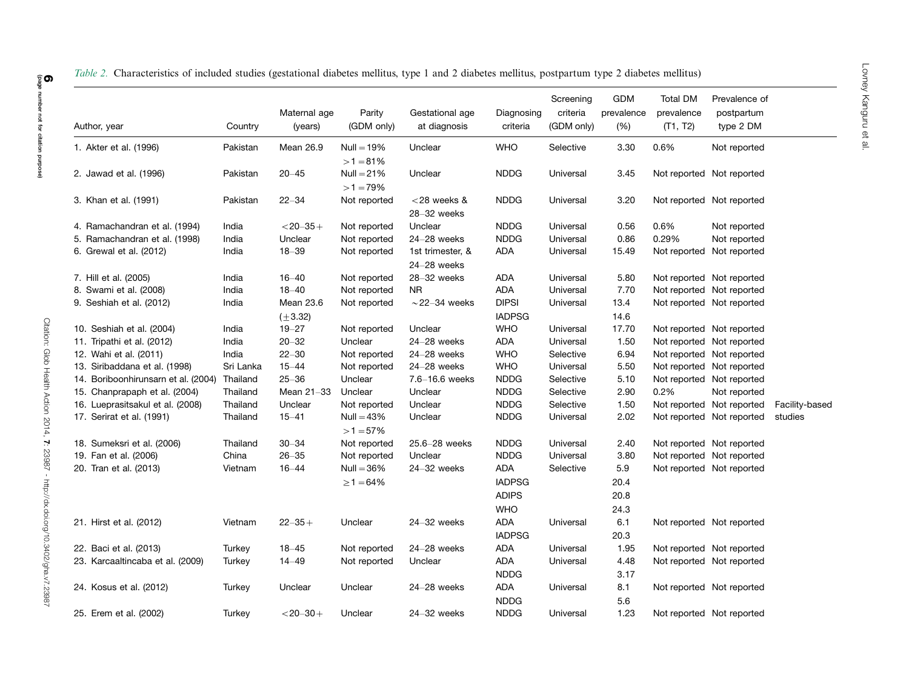*Table 2.* Characteristics of included studies (gestational diabetes mellitus, type 1 and 2 diabetes mellitus, postpartum type 2 diabetes mellitus)

| Author, year | Country | Maternal age (years) | Parity (GDM only) | Gestational age at diagnosis | Diagnosing criteria | Screening criteria (GDM only) | GDM prevalence (%) | Total DM prevalence (T1, T2) | Prevalence of postpartum type 2 DM | |
|---|---|---|---|---|---|---|---|---|---|---|
| 1. Akter et al. (1996) | Pakistan | Mean 26.9 | Null = 19% >1 = 81% | Unclear | WHO | Selective | 3.30 | 0.6% | Not reported | |
| 2. Jawad et al. (1996) | Pakistan | 20–45 | Null = 21% >1 = 79% | Unclear | NDDG | Universal | 3.45 | Not reported | Not reported | |
| 3. Khan et al. (1991) | Pakistan | 22–34 | Not reported | <28 weeks & 28–32 weeks | NDDG | Universal | 3.20 | Not reported | Not reported | |
| 4. Ramachandran et al. (1994) | India | <20–35+ | Not reported | Unclear | NDDG | Universal | 0.56 | 0.6% | Not reported | |
| 5. Ramachandran et al. (1998) | India | Unclear | Not reported | 24–28 weeks | NDDG | Universal | 0.86 | 0.29% | Not reported | |
| 6. Grewal et al. (2012) | India | 18–39 | Not reported | 1st trimester, & 24–28 weeks | ADA | Universal | 15.49 | Not reported | Not reported | |
| 7. Hill et al. (2005) | India | 16–40 | Not reported | 28–32 weeks | ADA | Universal | 5.80 | Not reported | Not reported | |
| 8. Swami et al. (2008) | India | 18–40 | Not reported | NR | ADA | Universal | 7.70 | Not reported | Not reported | |
| 9. Seshiah et al. (2012) | India | Mean 23.6 (±3.32) | Not reported | ~22–34 weeks | DIPSI IADPSG | Universal | 13.4 14.6 | Not reported | Not reported | |
| 10. Seshiah et al. (2004) | India | 19–27 | Not reported | Unclear | WHO | Universal | 17.70 | Not reported | Not reported | |
| 11. Tripathi et al. (2012) | India | 20–32 | Unclear | 24–28 weeks | ADA | Universal | 1.50 | Not reported | Not reported | |
| 12. Wahi et al. (2011) | India | 22–30 | Not reported | 24–28 weeks | WHO | Selective | 6.94 | Not reported | Not reported | |
| 13. Siribaddana et al. (1998) | Sri Lanka | 15–44 | Not reported | 24–28 weeks | WHO | Universal | 5.50 | Not reported | Not reported | |
| 14. Boriboonhirunsarn et al. (2004) | Thailand | 25–36 | Unclear | 7.6–16.6 weeks | NDDG | Selective | 5.10 | Not reported | Not reported | |
| 15. Chanprapaph et al. (2004) | Thailand | Mean 21–33 | Unclear | Unclear | NDDG | Selective | 2.90 | 0.2% | Not reported | |
| 16. Lueprasitsakul et al. (2008) | Thailand | Unclear | Not reported | Unclear | NDDG | Selective | 1.50 | Not reported | Not reported | Facility-based studies |
| 17. Serirat et al. (1991) | Thailand | 15–41 | Null = 43% >1 = 57% | Unclear | NDDG | Universal | 2.02 | Not reported | Not reported | |
| 18. Sumeksri et al. (2006) | Thailand | 30–34 | Not reported | 25.6–28 weeks | NDDG | Universal | 2.40 | Not reported | Not reported | |
| 19. Fan et al. (2006) | China | 26–35 | Not reported | Unclear | NDDG | Universal | 3.80 | Not reported | Not reported | |
| 20. Tran et al. (2013) | Vietnam | 16–44 | Null = 36% ≥1 = 64% | 24–32 weeks | ADA IADPSG ADIPS WHO | Selective | 5.9 20.4 20.8 24.3 | Not reported | Not reported | |
| 21. Hirst et al. (2012) | Vietnam | 22–35+ | Unclear | 24–32 weeks | ADA IADPSG | Universal | 6.1 20.3 | Not reported | Not reported | |
| 22. Baci et al. (2013) | Turkey | 18–45 | Not reported | 24–28 weeks | ADA | Universal | 1.95 | Not reported | Not reported | |
| 23. Karcaaltincaba et al. (2009) | Turkey | 14–49 | Not reported | Unclear | ADA NDDG | Universal | 4.48 3.17 | Not reported | Not reported | |
| 24. Kosus et al. (2012) | Turkey | Unclear | Unclear | 24–28 weeks | ADA NDDG | Universal | 8.1 5.6 | Not reported | Not reported | |
| 25. Erem et al. (2002) | Turkey | <20–30+ | Unclear | 24–32 weeks | NDDG | Universal | 1.23 | Not reported | Not reported | |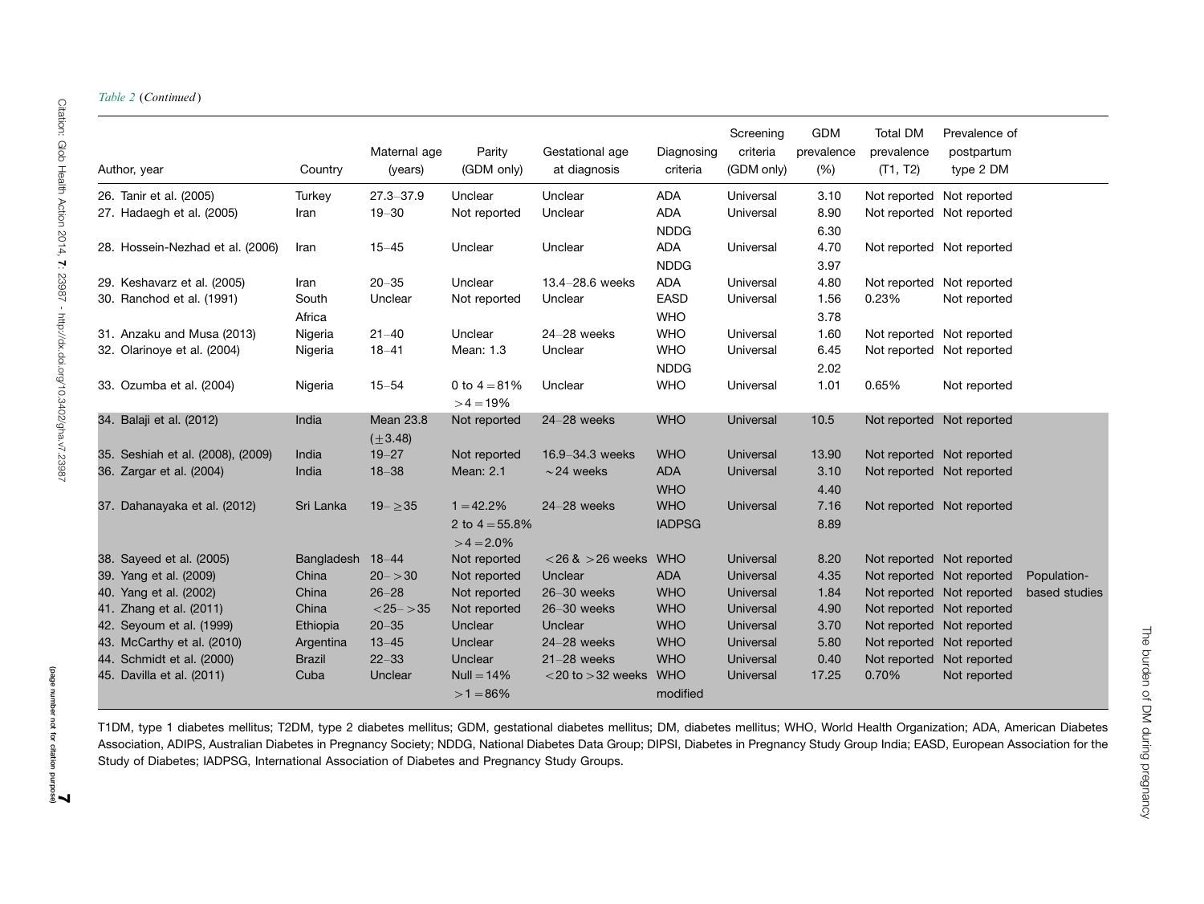*Table 2* (*Continued*)

| Author, year | Country | Maternal age (years) | Parity (GDM only) | Gestational age at diagnosis | Diagnosing criteria | Screening criteria (GDM only) | GDM prevalence (%) | Total DM prevalence (T1, T2) | Prevalence of postpartum type 2 DM | |
|---|---|---|---|---|---|---|---|---|---|---|
| 26. Tanir et al. (2005) | Turkey | 27.3–37.9 | Unclear | Unclear | ADA | Universal | 3.10 | Not reported | Not reported | |
| 27. Hadaegh et al. (2005) | Iran | 19–30 | Not reported | Unclear | ADA<br>NDDG | Universal | 8.90<br>6.30 | Not reported | Not reported | |
| 28. Hossein-Nezhad et al. (2006) | Iran | 15–45 | Unclear | Unclear | ADA<br>NDDG | Universal | 4.70<br>3.97 | Not reported | Not reported | |
| 29. Keshavarz et al. (2005) | Iran | 20–35 | Unclear | 13.4–28.6 weeks | ADA | Universal | 4.80 | Not reported | Not reported | |
| 30. Ranchod et al. (1991) | South Africa | Unclear | Not reported | Unclear | EASD<br>WHO | Universal | 1.56<br>3.78 | 0.23% | Not reported | |
| 31. Anzaku and Musa (2013) | Nigeria | 21–40 | Unclear | 24–28 weeks | WHO | Universal | 1.60 | Not reported | Not reported | |
| 32. Olarinoye et al. (2004) | Nigeria | 18–41 | Mean: 1.3 | Unclear | WHO<br>NDDG | Universal | 6.45<br>2.02 | Not reported | Not reported | |
| 33. Ozumba et al. (2004) | Nigeria | 15–54 | 0 to 4 = 81%<br>>4 = 19% | Unclear | WHO | Universal | 1.01 | 0.65% | Not reported | |
| 34. Balaji et al. (2012) | India | Mean 23.8 (±3.48) | Not reported | 24–28 weeks | WHO | Universal | 10.5 | Not reported | Not reported | Population-based studies |
| 35. Seshiah et al. (2008), (2009) | India | 19–27 | Not reported | 16.9–34.3 weeks | WHO | Universal | 13.90 | Not reported | Not reported | |
| 36. Zargar et al. (2004) | India | 18–38 | Mean: 2.1 | ~24 weeks | ADA<br>WHO | Universal | 3.10<br>4.40 | Not reported | Not reported | |
| 37. Dahanayaka et al. (2012) | Sri Lanka | 19– ≥35 | 1 = 42.2%<br>2 to 4 = 55.8%<br>>4 = 2.0% | 24–28 weeks | WHO<br>IADPSG | Universal | 7.16<br>8.89 | Not reported | Not reported | |
| 38. Sayeed et al. (2005) | Bangladesh | 18–44 | Not reported | <26 & >26 weeks | WHO | Universal | 8.20 | Not reported | Not reported | |
| 39. Yang et al. (2009) | China | 20– >30 | Not reported | Unclear | ADA | Universal | 4.35 | Not reported | Not reported | |
| 40. Yang et al. (2002) | China | 26–28 | Not reported | 26–30 weeks | WHO | Universal | 1.84 | Not reported | Not reported | |
| 41. Zhang et al. (2011) | China | <25– >35 | Not reported | 26–30 weeks | WHO | Universal | 4.90 | Not reported | Not reported | |
| 42. Seyoum et al. (1999) | Ethiopia | 20–35 | Unclear | Unclear | WHO | Universal | 3.70 | Not reported | Not reported | |
| 43. McCarthy et al. (2010) | Argentina | 13–45 | Unclear | 24–28 weeks | WHO | Universal | 5.80 | Not reported | Not reported | |
| 44. Schmidt et al. (2000) | Brazil | 22–33 | Unclear | 21–28 weeks | WHO | Universal | 0.40 | Not reported | Not reported | |
| 45. Davilla et al. (2011) | Cuba | Unclear | Null = 14%<br>>1 = 86% | <20 to >32 weeks | WHO modified | Universal | 17.25 | 0.70% | Not reported | |

T1DM, type 1 diabetes mellitus; T2DM, type 2 diabetes mellitus; GDM, gestational diabetes mellitus; DM, diabetes mellitus; WHO, World Health Organization; ADA, American Diabetes Association, ADIPS, Australian Diabetes in Pregnancy Society; NDDG, National Diabetes Data Group; DIPSI, Diabetes in Pregnancy Study Group India; EASD, European Association for the Study of Diabetes; IADPSG, International Association of Diabetes and Pregnancy Study Groups.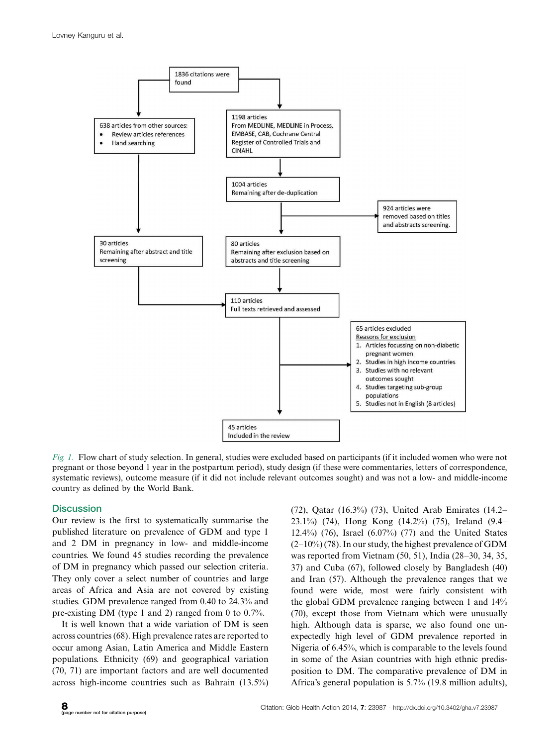1836 citations were found

638 articles from other sources:
- Review articles references
- Hand searching

1198 articles From MEDLINE, MEDLINE in Process, EMBASE, CAB, Cochrane Central Register of Controlled Trials and CINAHL

1004 articles Remaining after de-duplication

924 articles were removed based on titles and abstracts screening.

30 articles Remaining after abstract and title screening

80 articles Remaining after exclusion based on abstracts and title screening

110 articles Full texts retrieved and assessed

65 articles excluded
Reasons for exclusion
1. Articles focussing on non-diabetic pregnant women
2. Studies in high income countries
3. Studies with no relevant outcomes sought
4. Studies targeting sub-group populations
5. Studies not in English (8 articles)

45 articles Included in the review

*Fig. 1.* Flow chart of study selection. In general, studies were excluded based on participants (if it included women who were not pregnant or those beyond 1 year in the postpartum period), study design (if these were commentaries, letters of correspondence, systematic reviews), outcome measure (if it did not include relevant outcomes sought) and was not a low- and middle-income country as defined by the World Bank.

## Discussion

Our review is the first to systematically summarise the published literature on prevalence of GDM and type 1 and 2 DM in pregnancy in low- and middle-income countries. We found 45 studies recording the prevalence of DM in pregnancy which passed our selection criteria. They only cover a select number of countries and large areas of Africa and Asia are not covered by existing studies. GDM prevalence ranged from 0.40 to 24.3% and pre-existing DM (type 1 and 2) ranged from 0 to 0.7%.

It is well known that a wide variation of DM is seen across countries (68). High prevalence rates are reported to occur among Asian, Latin America and Middle Eastern populations. Ethnicity (69) and geographical variation (70, 71) are important factors and are well documented across high-income countries such as Bahrain (13.5%) (72), Qatar (16.3%) (73), United Arab Emirates (14.2–23.1%) (74), Hong Kong (14.2%) (75), Ireland (9.4–12.4%) (76), Israel (6.07%) (77) and the United States (2–10%) (78). In our study, the highest prevalence of GDM was reported from Vietnam (50, 51), India (28–30, 34, 35, 37) and Cuba (67), followed closely by Bangladesh (40) and Iran (57). Although the prevalence ranges that we found were wide, most were fairly consistent with the global GDM prevalence ranging between 1 and 14% (70), except those from Vietnam which were unusually high. Although data is sparse, we also found one unexpectedly high level of GDM prevalence reported in Nigeria of 6.45%, which is comparable to the levels found in some of the Asian countries with high ethnic predisposition to DM. The comparative prevalence of DM in Africa's general population is 5.7% (19.8 million adults),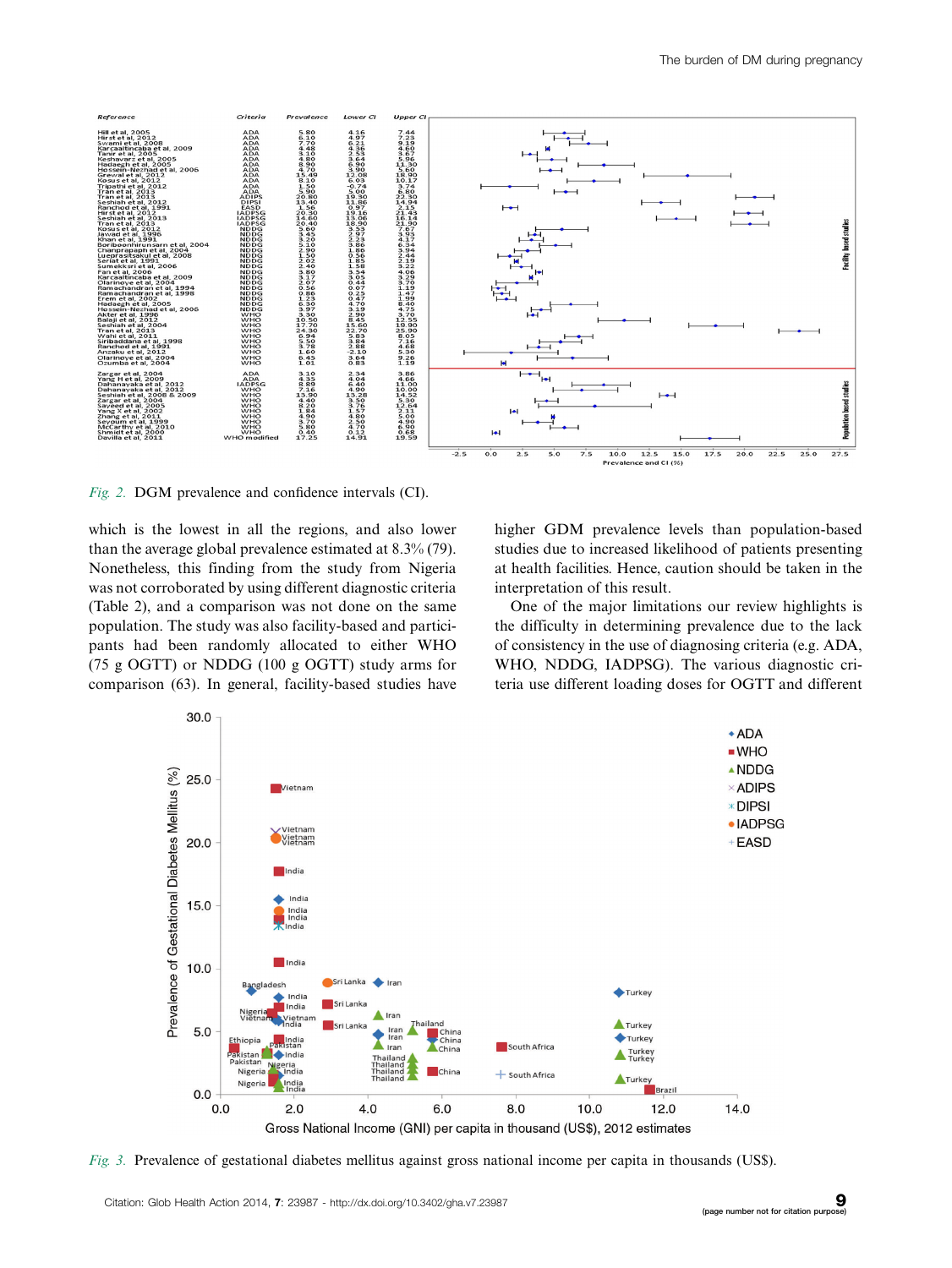Fig. 2. DGM prevalence and confidence intervals (CI).

which is the lowest in all the regions, and also lower than the average global prevalence estimated at 8.3% (79). Nonetheless, this finding from the study from Nigeria was not corroborated by using different diagnostic criteria (Table 2), and a comparison was not done on the same population. The study was also facility-based and participants had been randomly allocated to either WHO (75 g OGTT) or NDDG (100 g OGTT) study arms for comparison (63). In general, facility-based studies have higher GDM prevalence levels than population-based studies due to increased likelihood of patients presenting at health facilities. Hence, caution should be taken in the interpretation of this result.

One of the major limitations our review highlights is the difficulty in determining prevalence due to the lack of consistency in the use of diagnosing criteria (e.g. ADA, WHO, NDDG, IADPSG). The various diagnostic criteria use different loading doses for OGTT and different

Fig. 3. Prevalence of gestational diabetes mellitus against gross national income per capita in thousands (US$).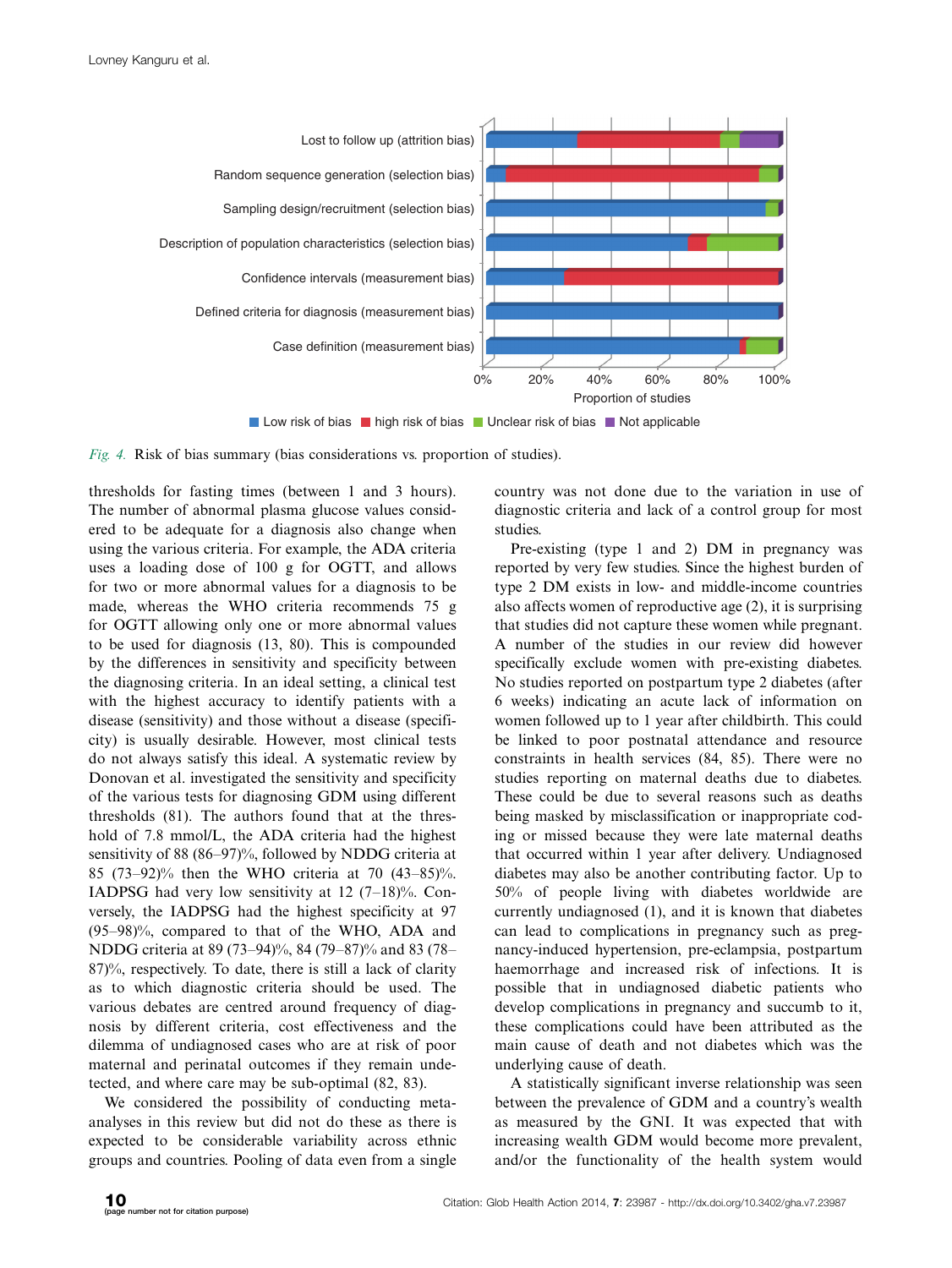Fig. 4. Risk of bias summary (bias considerations vs. proportion of studies).

thresholds for fasting times (between 1 and 3 hours). The number of abnormal plasma glucose values considered to be adequate for a diagnosis also change when using the various criteria. For example, the ADA criteria uses a loading dose of 100 g for OGTT, and allows for two or more abnormal values for a diagnosis to be made, whereas the WHO criteria recommends 75 g for OGTT allowing only one or more abnormal values to be used for diagnosis (13, 80). This is compounded by the differences in sensitivity and specificity between the diagnosing criteria. In an ideal setting, a clinical test with the highest accuracy to identify patients with a disease (sensitivity) and those without a disease (specificity) is usually desirable. However, most clinical tests do not always satisfy this ideal. A systematic review by Donovan et al. investigated the sensitivity and specificity of the various tests for diagnosing GDM using different thresholds (81). The authors found that at the threshold of 7.8 mmol/L, the ADA criteria had the highest sensitivity of 88 (86–97)%, followed by NDDG criteria at 85 (73–92)% then the WHO criteria at 70 (43–85)%. IADPSG had very low sensitivity at 12 (7–18)%. Conversely, the IADPSG had the highest specificity at 97 (95–98)%, compared to that of the WHO, ADA and NDDG criteria at 89 (73–94)%, 84 (79–87)% and 83 (78–87)%, respectively. To date, there is still a lack of clarity as to which diagnostic criteria should be used. The various debates are centred around frequency of diagnosis by different criteria, cost effectiveness and the dilemma of undiagnosed cases who are at risk of poor maternal and perinatal outcomes if they remain undetected, and where care may be sub-optimal (82, 83).

We considered the possibility of conducting meta-analyses in this review but did not do these as there is expected to be considerable variability across ethnic groups and countries. Pooling of data even from a single country was not done due to the variation in use of diagnostic criteria and lack of a control group for most studies.

Pre-existing (type 1 and 2) DM in pregnancy was reported by very few studies. Since the highest burden of type 2 DM exists in low- and middle-income countries also affects women of reproductive age (2), it is surprising that studies did not capture these women while pregnant. A number of the studies in our review did however specifically exclude women with pre-existing diabetes. No studies reported on postpartum type 2 diabetes (after 6 weeks) indicating an acute lack of information on women followed up to 1 year after childbirth. This could be linked to poor postnatal attendance and resource constraints in health services (84, 85). There were no studies reporting on maternal deaths due to diabetes. These could be due to several reasons such as deaths being masked by misclassification or inappropriate coding or missed because they were late maternal deaths that occurred within 1 year after delivery. Undiagnosed diabetes may also be another contributing factor. Up to 50% of people living with diabetes worldwide are currently undiagnosed (1), and it is known that diabetes can lead to complications in pregnancy such as pregnancy-induced hypertension, pre-eclampsia, postpartum haemorrhage and increased risk of infections. It is possible that in undiagnosed diabetic patients who develop complications in pregnancy and succumb to it, these complications could have been attributed as the main cause of death and not diabetes which was the underlying cause of death.

A statistically significant inverse relationship was seen between the prevalence of GDM and a country's wealth as measured by the GNI. It was expected that with increasing wealth GDM would become more prevalent, and/or the functionality of the health system would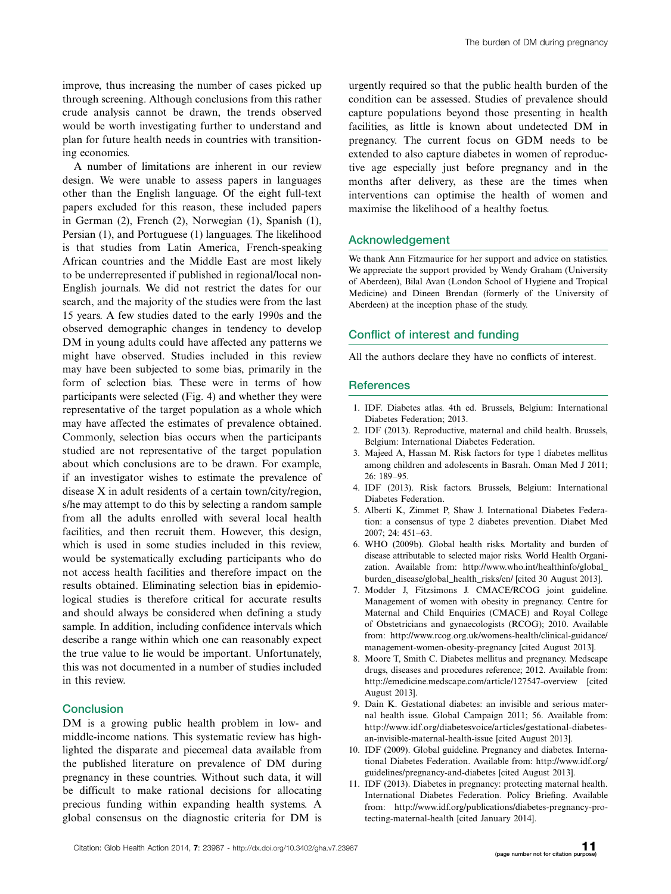improve, thus increasing the number of cases picked up through screening. Although conclusions from this rather crude analysis cannot be drawn, the trends observed would be worth investigating further to understand and plan for future health needs in countries with transitioning economies.

A number of limitations are inherent in our review design. We were unable to assess papers in languages other than the English language. Of the eight full-text papers excluded for this reason, these included papers in German (2), French (2), Norwegian (1), Spanish (1), Persian (1), and Portuguese (1) languages. The likelihood is that studies from Latin America, French-speaking African countries and the Middle East are most likely to be underrepresented if published in regional/local non-English journals. We did not restrict the dates for our search, and the majority of the studies were from the last 15 years. A few studies dated to the early 1990s and the observed demographic changes in tendency to develop DM in young adults could have affected any patterns we might have observed. Studies included in this review may have been subjected to some bias, primarily in the form of selection bias. These were in terms of how participants were selected (Fig. 4) and whether they were representative of the target population as a whole which may have affected the estimates of prevalence obtained. Commonly, selection bias occurs when the participants studied are not representative of the target population about which conclusions are to be drawn. For example, if an investigator wishes to estimate the prevalence of disease X in adult residents of a certain town/city/region, s/he may attempt to do this by selecting a random sample from all the adults enrolled with several local health facilities, and then recruit them. However, this design, which is used in some studies included in this review, would be systematically excluding participants who do not access health facilities and therefore impact on the results obtained. Eliminating selection bias in epidemiological studies is therefore critical for accurate results and should always be considered when defining a study sample. In addition, including confidence intervals which describe a range within which one can reasonably expect the true value to lie would be important. Unfortunately, this was not documented in a number of studies included in this review.

## Conclusion

DM is a growing public health problem in low- and middle-income nations. This systematic review has highlighted the disparate and piecemeal data available from the published literature on prevalence of DM during pregnancy in these countries. Without such data, it will be difficult to make rational decisions for allocating precious funding within expanding health systems. A global consensus on the diagnostic criteria for DM is urgently required so that the public health burden of the condition can be assessed. Studies of prevalence should capture populations beyond those presenting in health facilities, as little is known about undetected DM in pregnancy. The current focus on GDM needs to be extended to also capture diabetes in women of reproductive age especially just before pregnancy and in the months after delivery, as these are the times when interventions can optimise the health of women and maximise the likelihood of a healthy foetus.

## Acknowledgement

We thank Ann Fitzmaurice for her support and advice on statistics. We appreciate the support provided by Wendy Graham (University of Aberdeen), Bilal Avan (London School of Hygiene and Tropical Medicine) and Dineen Brendan (formerly of the University of Aberdeen) at the inception phase of the study.

## Conflict of interest and funding

All the authors declare they have no conflicts of interest.

## References

1. IDF. Diabetes atlas. 4th ed. Brussels, Belgium: International Diabetes Federation; 2013.
2. IDF (2013). Reproductive, maternal and child health. Brussels, Belgium: International Diabetes Federation.
3. Majeed A, Hassan M. Risk factors for type 1 diabetes mellitus among children and adolescents in Basrah. Oman Med J 2011; 26: 189–95.
4. IDF (2013). Risk factors. Brussels, Belgium: International Diabetes Federation.
5. Alberti K, Zimmet P, Shaw J. International Diabetes Federation: a consensus of type 2 diabetes prevention. Diabet Med 2007; 24: 451–63.
6. WHO (2009b). Global health risks. Mortality and burden of disease attributable to selected major risks. World Health Organization. Available from: http://www.who.int/healthinfo/global_burden_disease/global_health_risks/en/ [cited 30 August 2013].
7. Modder J, Fitzsimons J. CMACE/RCOG joint guideline. Management of women with obesity in pregnancy. Centre for Maternal and Child Enquiries (CMACE) and Royal College of Obstetricians and gynaecologists (RCOG); 2010. Available from: http://www.rcog.org.uk/womens-health/clinical-guidance/management-women-obesity-pregnancy [cited August 2013].
8. Moore T, Smith C. Diabetes mellitus and pregnancy. Medscape drugs, diseases and procedures reference; 2012. Available from: http://emedicine.medscape.com/article/127547-overview [cited August 2013].
9. Dain K. Gestational diabetes: an invisible and serious maternal health issue. Global Campaign 2011; 56. Available from: http://www.idf.org/diabetesvoice/articles/gestational-diabetes-an-invisible-maternal-health-issue [cited August 2013].
10. IDF (2009). Global guideline. Pregnancy and diabetes. International Diabetes Federation. Available from: http://www.idf.org/guidelines/pregnancy-and-diabetes [cited August 2013].
11. IDF (2013). Diabetes in pregnancy: protecting maternal health. International Diabetes Federation. Policy Briefing. Available from: http://www.idf.org/publications/diabetes-pregnancy-protecting-maternal-health [cited January 2014].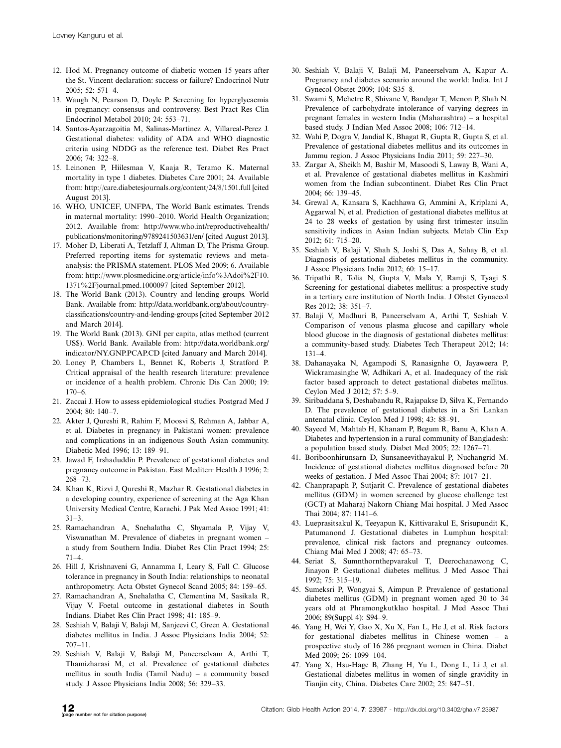12. Hod M. Pregnancy outcome of diabetic women 15 years after the St. Vincent declaration: success or failure? Endocrinol Nutr 2005; 52: 571–4.
13. Waugh N, Pearson D, Doyle P. Screening for hyperglycaemia in pregnancy: consensus and controversy. Best Pract Res Clin Endocrinol Metabol 2010; 24: 553–71.
14. Santos-Ayarzagoitia M, Salinas-Martinez A, Villareal-Perez J. Gestational diabetes: validity of ADA and WHO diagnostic criteria using NDDG as the reference test. Diabet Res Pract 2006; 74: 322–8.
15. Leinonen P, Hiilesmaa V, Kaaja R, Teramo K. Maternal mortality in type 1 diabetes. Diabetes Care 2001; 24. Available from: http://care.diabetesjournals.org/content/24/8/1501.full [cited August 2013].
16. WHO, UNICEF, UNFPA, The World Bank estimates. Trends in maternal mortality: 1990–2010. World Health Organization; 2012. Available from: http://www.who.int/reproductivehealth/publications/monitoring/9789241503631/en/ [cited August 2013].
17. Moher D, Liberati A, Tetzlaff J, Altman D, The Prisma Group. Preferred reporting items for systematic reviews and meta-analysis: the PRISMA statement. PLOS Med 2009; 6. Available from: http://www.plosmedicine.org/article/info%3Adoi%2F10.1371%2Fjournal.pmed.1000097 [cited September 2012].
18. The World Bank (2013). Country and lending groups. World Bank. Available from: http://data.worldbank.org/about/country-classifications/country-and-lending-groups [cited September 2012 and March 2014].
19. The World Bank (2013). GNI per capita, atlas method (current US$). World Bank. Available from: http://data.worldbank.org/indicator/NY.GNP.PCAP.CD [cited January and March 2014].
20. Loney P, Chambers L, Bennet K, Roberts J, Stratford P. Critical appraisal of the health research literature: prevalence or incidence of a health problem. Chronic Dis Can 2000; 19: 170–6.
21. Zaccai J. How to assess epidemiological studies. Postgrad Med J 2004; 80: 140–7.
22. Akter J, Qureshi R, Rahim F, Moosvi S, Rehman A, Jabbar A, et al. Diabetes in pregnancy in Pakistani women: prevalence and complications in an indigenous South Asian community. Diabetic Med 1996; 13: 189–91.
23. Jawad F, Irshaduddin P. Prevalence of gestational diabetes and pregnancy outcome in Pakistan. East Mediterr Health J 1996; 2: 268–73.
24. Khan K, Rizvi J, Qureshi R, Mazhar R. Gestational diabetes in a developing country, experience of screening at the Aga Khan University Medical Centre, Karachi. J Pak Med Assoc 1991; 41: 31–3.
25. Ramachandran A, Snehalatha C, Shyamala P, Vijay V, Viswanathan M. Prevalence of diabetes in pregnant women – a study from Southern India. Diabet Res Clin Pract 1994; 25: 71–4.
26. Hill J, Krishnaveni G, Annamma I, Leary S, Fall C. Glucose tolerance in pregnancy in South India: relationships to neonatal anthropometry. Acta Obstet Gynecol Scand 2005; 84: 159–65.
27. Ramachandran A, Snehalatha C, Clementina M, Sasikala R, Vijay V. Foetal outcome in gestational diabetes in South Indians. Diabet Res Clin Pract 1998; 41: 185–9.
28. Seshiah V, Balaji V, Balaji M, Sanjeevi C, Green A. Gestational diabetes mellitus in India. J Assoc Physicians India 2004; 52: 707–11.
29. Seshiah V, Balaji V, Balaji M, Paneerselvam A, Arthi T, Thamizharasi M, et al. Prevalence of gestational diabetes mellitus in south India (Tamil Nadu) – a community based study. J Assoc Physicians India 2008; 56: 329–33.
30. Seshiah V, Balaji V, Balaji M, Paneerselvam A, Kapur A. Pregnancy and diabetes scenario around the world: India. Int J Gynecol Obstet 2009; 104: S35–8.
31. Swami S, Mehetre R, Shivane V, Bandgar T, Menon P, Shah N. Prevalence of carbohydrate intolerance of varying degrees in pregnant females in western India (Maharashtra) – a hospital based study. J Indian Med Assoc 2008; 106: 712–14.
32. Wahi P, Dogra V, Jandial K, Bhagat R, Gupta R, Gupta S, et al. Prevalence of gestational diabetes mellitus and its outcomes in Jammu region. J Assoc Physicians India 2011; 59: 227–30.
33. Zargar A, Sheikh M, Bashir M, Masoodi S, Laway B, Wani A, et al. Prevalence of gestational diabetes mellitus in Kashmiri women from the Indian subcontinent. Diabet Res Clin Pract 2004; 66: 139–45.
34. Grewal A, Kansara S, Kachhawa G, Ammini A, Kriplani A, Aggarwal N, et al. Prediction of gestational diabetes mellitus at 24 to 28 weeks of gestation by using first trimester insulin sensitivity indices in Asian Indian subjects. Metab Clin Exp 2012; 61: 715–20.
35. Seshiah V, Balaji V, Shah S, Joshi S, Das A, Sahay B, et al. Diagnosis of gestational diabetes mellitus in the community. J Assoc Physicians India 2012; 60: 15–17.
36. Tripathi R, Tolia N, Gupta V, Mala Y, Ramji S, Tyagi S. Screening for gestational diabetes mellitus: a prospective study in a tertiary care institution of North India. J Obstet Gynaecol Res 2012; 38: 351–7.
37. Balaji V, Madhuri B, Paneerselvam A, Arthi T, Seshiah V. Comparison of venous plasma glucose and capillary whole blood glucose in the diagnosis of gestational diabetes mellitus: a community-based study. Diabetes Tech Therapeut 2012; 14: 131–4.
38. Dahanayaka N, Agampodi S, Ranasignhe O, Jayaweera P, Wickramasinghe W, Adhikari A, et al. Inadequacy of the risk factor based approach to detect gestational diabetes mellitus. Ceylon Med J 2012; 57: 5–9.
39. Siribaddana S, Deshabandu R, Rajapakse D, Silva K, Fernando D. The prevalence of gestational diabetes in a Sri Lankan antenatal clinic. Ceylon Med J 1998; 43: 88–91.
40. Sayeed M, Mahtab H, Khanam P, Begum R, Banu A, Khan A. Diabetes and hypertension in a rural community of Bangladesh: a population based study. Diabet Med 2005; 22: 1267–71.
41. Boriboonhirunsarn D, Sunsaneevithayakul P, Nuchangrid M. Incidence of gestational diabetes mellitus diagnosed before 20 weeks of gestation. J Med Assoc Thai 2004; 87: 1017–21.
42. Chanprapaph P, Sutjarit C. Prevalence of gestational diabetes mellitus (GDM) in women screened by glucose challenge test (GCT) at Maharaj Nakorn Chiang Mai hospital. J Med Assoc Thai 2004; 87: 1141–6.
43. Lueprasitsakul K, Teeyapun K, Kittivarakul E, Srisupundit K, Patumanond J. Gestational diabetes in Lumphun hospital: prevalence, clinical risk factors and pregnancy outcomes. Chiang Mai Med J 2008; 47: 65–73.
44. Seriat S, Sumnthornthepvarakul T, Deerochanawong C, Jinayon P. Gestational diabetes mellitus. J Med Assoc Thai 1992; 75: 315–19.
45. Sumeksri P, Wongyai S, Aimpun P. Prevalence of gestational diabetes mellitus (GDM) in pregnant women aged 30 to 34 years old at Phramongkutklao hospital. J Med Assoc Thai 2006; 89(Suppl 4): S94–9.
46. Yang H, Wei Y, Gao X, Xu X, Fan L, He J, et al. Risk factors for gestational diabetes mellitus in Chinese women – a prospective study of 16 286 pregnant women in China. Diabet Med 2009; 26: 1099–104.
47. Yang X, Hsu-Hage B, Zhang H, Yu L, Dong L, Li J, et al. Gestational diabetes mellitus in women of single gravidity in Tianjin city, China. Diabetes Care 2002; 25: 847–51.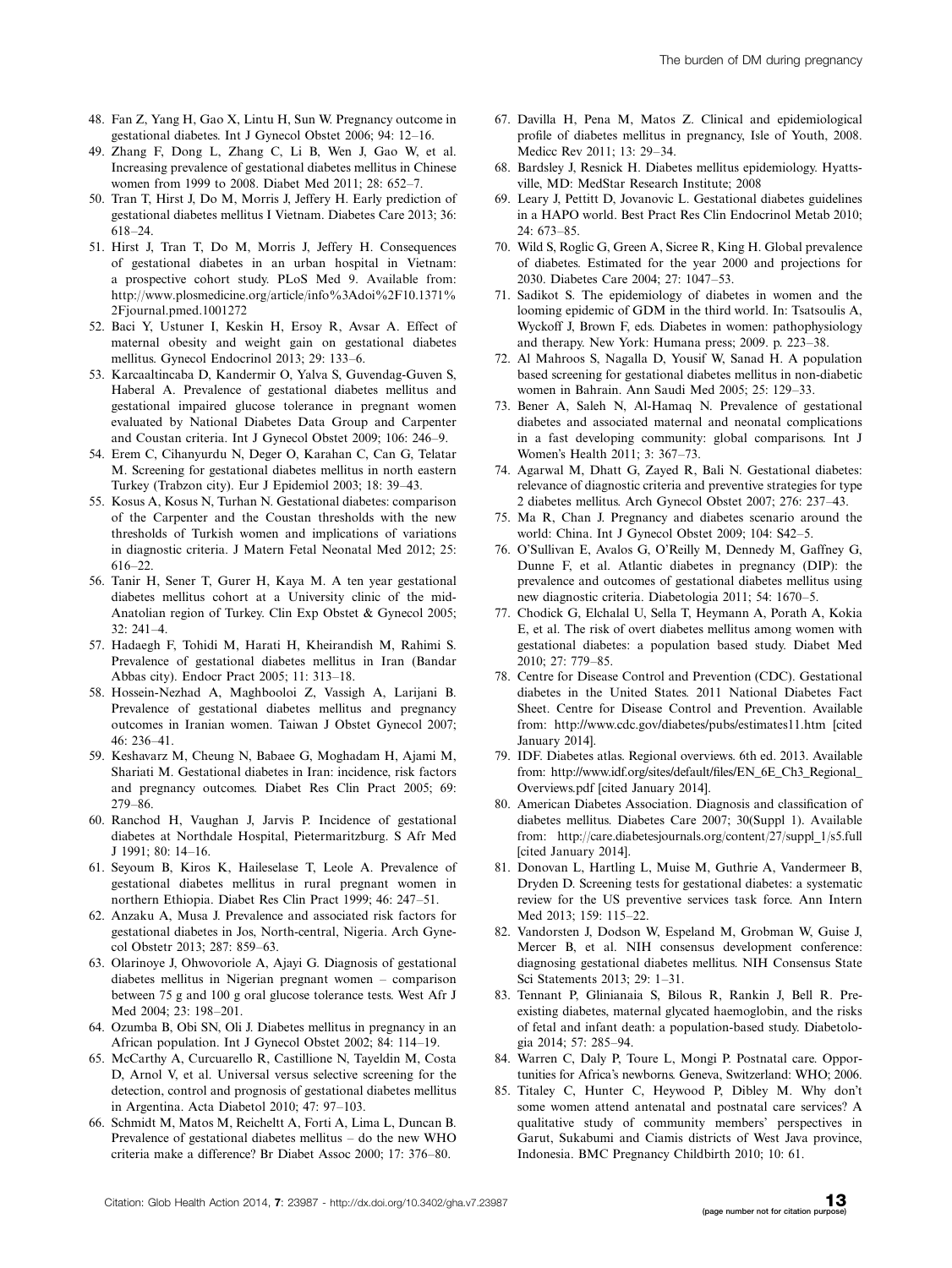48. Fan Z, Yang H, Gao X, Lintu H, Sun W. Pregnancy outcome in gestational diabetes. Int J Gynecol Obstet 2006; 94: 12–16.
49. Zhang F, Dong L, Zhang C, Li B, Wen J, Gao W, et al. Increasing prevalence of gestational diabetes mellitus in Chinese women from 1999 to 2008. Diabet Med 2011; 28: 652–7.
50. Tran T, Hirst J, Do M, Morris J, Jeffery H. Early prediction of gestational diabetes mellitus I Vietnam. Diabetes Care 2013; 36: 618–24.
51. Hirst J, Tran T, Do M, Morris J, Jeffery H. Consequences of gestational diabetes in an urban hospital in Vietnam: a prospective cohort study. PLoS Med 9. Available from: http://www.plosmedicine.org/article/info%3Adoi%2F10.1371%2Fjournal.pmed.1001272
52. Baci Y, Ustuner I, Keskin H, Ersoy R, Avsar A. Effect of maternal obesity and weight gain on gestational diabetes mellitus. Gynecol Endocrinol 2013; 29: 133–6.
53. Karcaaltincaba D, Kandermir O, Yalva S, Guvendag-Guven S, Haberal A. Prevalence of gestational diabetes mellitus and gestational impaired glucose tolerance in pregnant women evaluated by National Diabetes Data Group and Carpenter and Coustan criteria. Int J Gynecol Obstet 2009; 106: 246–9.
54. Erem C, Cihanyurdu N, Deger O, Karahan C, Can G, Telatar M. Screening for gestational diabetes mellitus in north eastern Turkey (Trabzon city). Eur J Epidemiol 2003; 18: 39–43.
55. Kosus A, Kosus N, Turhan N. Gestational diabetes: comparison of the Carpenter and the Coustan thresholds with the new thresholds of Turkish women and implications of variations in diagnostic criteria. J Matern Fetal Neonatal Med 2012; 25: 616–22.
56. Tanir H, Sener T, Gurer H, Kaya M. A ten year gestational diabetes mellitus cohort at a University clinic of the mid-Anatolian region of Turkey. Clin Exp Obstet & Gynecol 2005; 32: 241–4.
57. Hadaegh F, Tohidi M, Harati H, Kheirandish M, Rahimi S. Prevalence of gestational diabetes mellitus in Iran (Bandar Abbas city). Endocr Pract 2005; 11: 313–18.
58. Hossein-Nezhad A, Maghbooloi Z, Vassigh A, Larijani B. Prevalence of gestational diabetes mellitus and pregnancy outcomes in Iranian women. Taiwan J Obstet Gynecol 2007; 46: 236–41.
59. Keshavarz M, Cheung N, Babaee G, Moghadam H, Ajami M, Shariati M. Gestational diabetes in Iran: incidence, risk factors and pregnancy outcomes. Diabet Res Clin Pract 2005; 69: 279–86.
60. Ranchod H, Vaughan J, Jarvis P. Incidence of gestational diabetes at Northdale Hospital, Pietermaritzburg. S Afr Med J 1991; 80: 14–16.
61. Seyoum B, Kiros K, Haileselase T, Leole A. Prevalence of gestational diabetes mellitus in rural pregnant women in northern Ethiopia. Diabet Res Clin Pract 1999; 46: 247–51.
62. Anzaku A, Musa J. Prevalence and associated risk factors for gestational diabetes in Jos, North-central, Nigeria. Arch Gynecol Obstetr 2013; 287: 859–63.
63. Olarinoye J, Ohwovoriole A, Ajayi G. Diagnosis of gestational diabetes mellitus in Nigerian pregnant women – comparison between 75 g and 100 g oral glucose tolerance tests. West Afr J Med 2004; 23: 198–201.
64. Ozumba B, Obi SN, Oli J. Diabetes mellitus in pregnancy in an African population. Int J Gynecol Obstet 2002; 84: 114–19.
65. McCarthy A, Curcuarello R, Castillione N, Tayeldin M, Costa D, Arnol V, et al. Universal versus selective screening for the detection, control and prognosis of gestational diabetes mellitus in Argentina. Acta Diabetol 2010; 47: 97–103.
66. Schmidt M, Matos M, Reicheltt A, Forti A, Lima L, Duncan B. Prevalence of gestational diabetes mellitus – do the new WHO criteria make a difference? Br Diabet Assoc 2000; 17: 376–80.
67. Davilla H, Pena M, Matos Z. Clinical and epidemiological profile of diabetes mellitus in pregnancy, Isle of Youth, 2008. Medicc Rev 2011; 13: 29–34.
68. Bardsley J, Resnick H. Diabetes mellitus epidemiology. Hyattsville, MD: MedStar Research Institute; 2008
69. Leary J, Pettitt D, Jovanovic L. Gestational diabetes guidelines in a HAPO world. Best Pract Res Clin Endocrinol Metab 2010; 24: 673–85.
70. Wild S, Roglic G, Green A, Sicree R, King H. Global prevalence of diabetes. Estimated for the year 2000 and projections for 2030. Diabetes Care 2004; 27: 1047–53.
71. Sadikot S. The epidemiology of diabetes in women and the looming epidemic of GDM in the third world. In: Tsatsoulis A, Wyckoff J, Brown F, eds. Diabetes in women: pathophysiology and therapy. New York: Humana press; 2009. p. 223–38.
72. Al Mahroos S, Nagalla D, Yousif W, Sanad H. A population based screening for gestational diabetes mellitus in non-diabetic women in Bahrain. Ann Saudi Med 2005; 25: 129–33.
73. Bener A, Saleh N, Al-Hamaq N. Prevalence of gestational diabetes and associated maternal and neonatal complications in a fast developing community: global comparisons. Int J Women's Health 2011; 3: 367–73.
74. Agarwal M, Dhatt G, Zayed R, Bali N. Gestational diabetes: relevance of diagnostic criteria and preventive strategies for type 2 diabetes mellitus. Arch Gynecol Obstet 2007; 276: 237–43.
75. Ma R, Chan J. Pregnancy and diabetes scenario around the world: China. Int J Gynecol Obstet 2009; 104: S42–5.
76. O'Sullivan E, Avalos G, O'Reilly M, Dennedy M, Gaffney G, Dunne F, et al. Atlantic diabetes in pregnancy (DIP): the prevalence and outcomes of gestational diabetes mellitus using new diagnostic criteria. Diabetologia 2011; 54: 1670–5.
77. Chodick G, Elchalal U, Sella T, Heymann A, Porath A, Kokia E, et al. The risk of overt diabetes mellitus among women with gestational diabetes: a population based study. Diabet Med 2010; 27: 779–85.
78. Centre for Disease Control and Prevention (CDC). Gestational diabetes in the United States. 2011 National Diabetes Fact Sheet. Centre for Disease Control and Prevention. Available from: http://www.cdc.gov/diabetes/pubs/estimates11.htm [cited January 2014].
79. IDF. Diabetes atlas. Regional overviews. 6th ed. 2013. Available from: http://www.idf.org/sites/default/files/EN_6E_Ch3_Regional_Overviews.pdf [cited January 2014].
80. American Diabetes Association. Diagnosis and classification of diabetes mellitus. Diabetes Care 2007; 30(Suppl 1). Available from: http://care.diabetesjournals.org/content/27/suppl_1/s5.full [cited January 2014].
81. Donovan L, Hartling L, Muise M, Guthrie A, Vandermeer B, Dryden D. Screening tests for gestational diabetes: a systematic review for the US preventive services task force. Ann Intern Med 2013; 159: 115–22.
82. Vandorsten J, Dodson W, Espeland M, Grobman W, Guise J, Mercer B, et al. NIH consensus development conference: diagnosing gestational diabetes mellitus. NIH Consensus State Sci Statements 2013; 29: 1–31.
83. Tennant P, Glinianaia S, Bilous R, Rankin J, Bell R. Pre-existing diabetes, maternal glycated haemoglobin, and the risks of fetal and infant death: a population-based study. Diabetologia 2014; 57: 285–94.
84. Warren C, Daly P, Toure L, Mongi P. Postnatal care. Opportunities for Africa's newborns. Geneva, Switzerland: WHO; 2006.
85. Titaley C, Hunter C, Heywood P, Dibley M. Why don't some women attend antenatal and postnatal care services? A qualitative study of community members' perspectives in Garut, Sukabumi and Ciamis districts of West Java province, Indonesia. BMC Pregnancy Childbirth 2010; 10: 61.